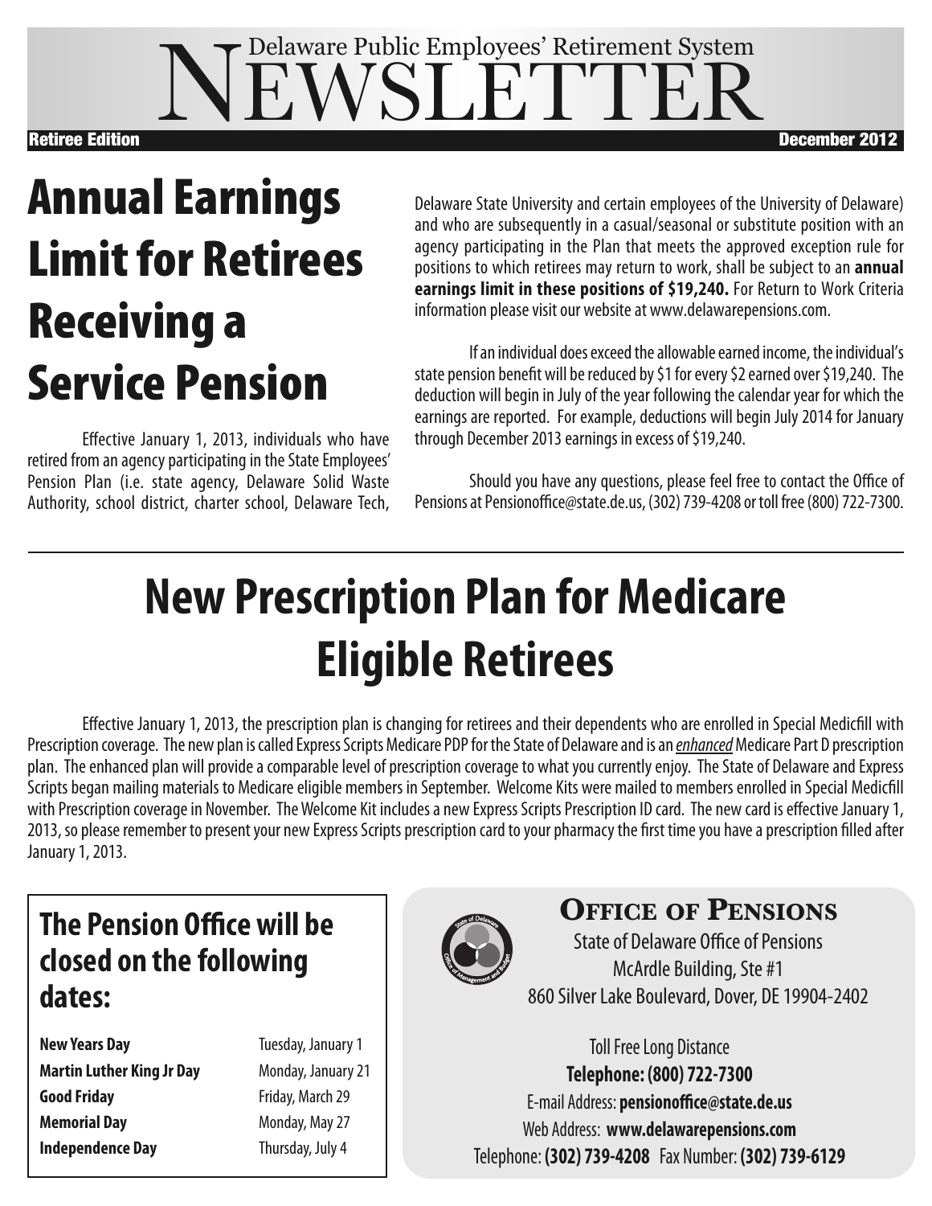# Delaware Public Employees' Retirement System NEWSLETTER

**Retiree Edition** — **December 2012**

## Annual Earnings Limit for Retirees Receiving a Service Pension

Effective January 1, 2013, individuals who have retired from an agency participating in the State Employees' Pension Plan (i.e. state agency, Delaware Solid Waste Authority, school district, charter school, Delaware Tech, Delaware State University and certain employees of the University of Delaware) and who are subsequently in a casual/seasonal or substitute position with an agency participating in the Plan that meets the approved exception rule for positions to which retirees may return to work, shall be subject to an **annual earnings limit in these positions of $19,240.** For Return to Work Criteria information please visit our website at www.delawarepensions.com.

If an individual does exceed the allowable earned income, the individual's state pension benefit will be reduced by $1 for every $2 earned over $19,240. The deduction will begin in July of the year following the calendar year for which the earnings are reported. For example, deductions will begin July 2014 for January through December 2013 earnings in excess of $19,240.

Should you have any questions, please feel free to contact the Office of Pensions at Pensionoffice@state.de.us, (302) 739-4208 or toll free (800) 722-7300.

## New Prescription Plan for Medicare Eligible Retirees

Effective January 1, 2013, the prescription plan is changing for retirees and their dependents who are enrolled in Special Medicfill with Prescription coverage. The new plan is called Express Scripts Medicare PDP for the State of Delaware and is an *enhanced* Medicare Part D prescription plan. The enhanced plan will provide a comparable level of prescription coverage to what you currently enjoy. The State of Delaware and Express Scripts began mailing materials to Medicare eligible members in September. Welcome Kits were mailed to members enrolled in Special Medicfill with Prescription coverage in November. The Welcome Kit includes a new Express Scripts Prescription ID card. The new card is effective January 1, 2013, so please remember to present your new Express Scripts prescription card to your pharmacy the first time you have a prescription filled after January 1, 2013.

### The Pension Office will be closed on the following dates:

| | |
|---|---|
| **New Years Day** | Tuesday, January 1 |
| **Martin Luther King Jr Day** | Monday, January 21 |
| **Good Friday** | Friday, March 29 |
| **Memorial Day** | Monday, May 27 |
| **Independence Day** | Thursday, July 4 |

### Office of Pensions

State of Delaware Office of Pensions
McArdle Building, Ste #1
860 Silver Lake Boulevard, Dover, DE 19904-2402

Toll Free Long Distance
**Telephone: (800) 722-7300**
E-mail Address: **pensionoffice@state.de.us**
Web Address: **www.delawarepensions.com**
Telephone: **(302) 739-4208** Fax Number: **(302) 739-6129**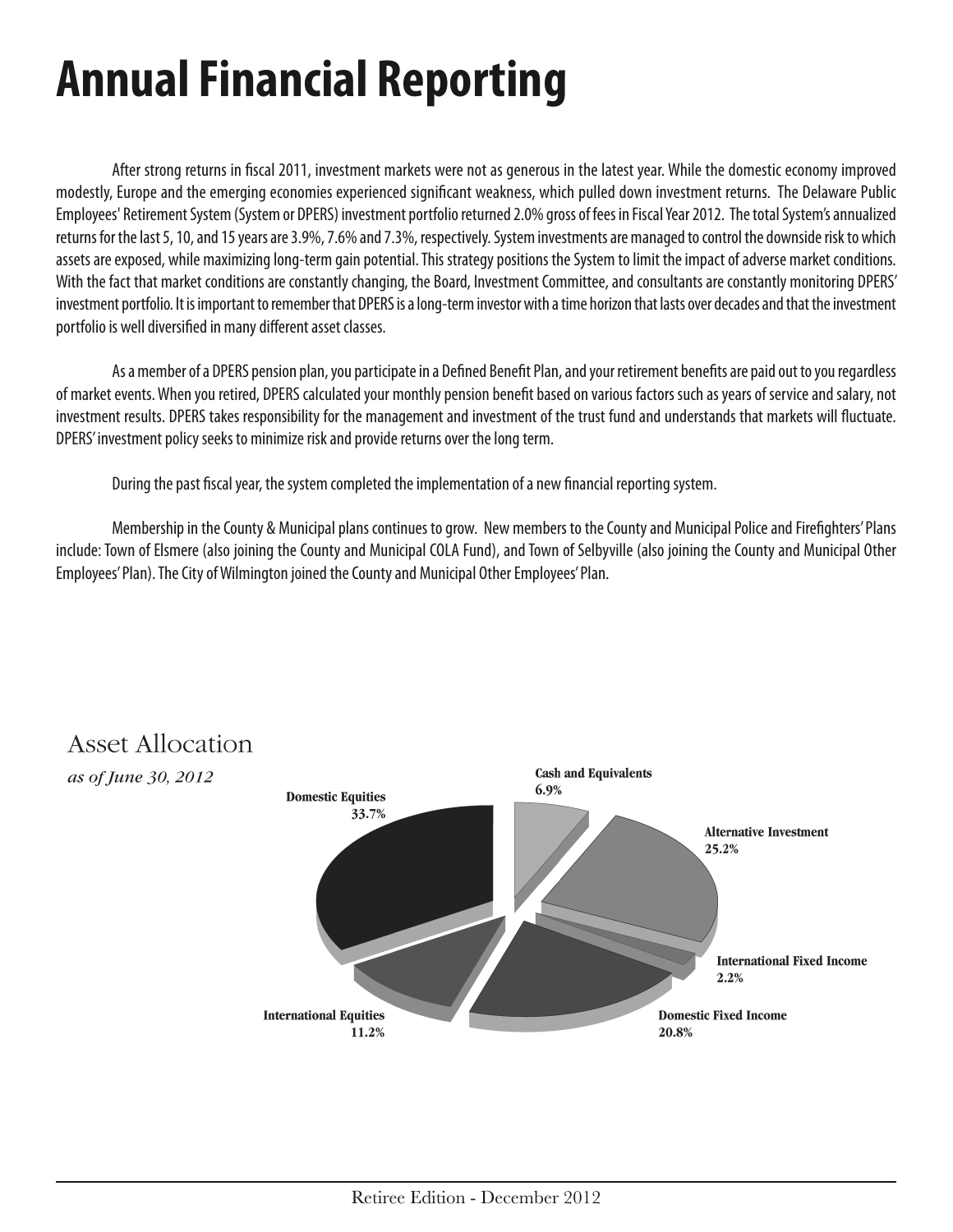# Annual Financial Reporting

After strong returns in fiscal 2011, investment markets were not as generous in the latest year. While the domestic economy improved modestly, Europe and the emerging economies experienced significant weakness, which pulled down investment returns. The Delaware Public Employees' Retirement System (System or DPERS) investment portfolio returned 2.0% gross of fees in Fiscal Year 2012. The total System's annualized returns for the last 5, 10, and 15 years are 3.9%, 7.6% and 7.3%, respectively. System investments are managed to control the downside risk to which assets are exposed, while maximizing long-term gain potential. This strategy positions the System to limit the impact of adverse market conditions. With the fact that market conditions are constantly changing, the Board, Investment Committee, and consultants are constantly monitoring DPERS' investment portfolio. It is important to remember that DPERS is a long-term investor with a time horizon that lasts over decades and that the investment portfolio is well diversified in many different asset classes.

As a member of a DPERS pension plan, you participate in a Defined Benefit Plan, and your retirement benefits are paid out to you regardless of market events. When you retired, DPERS calculated your monthly pension benefit based on various factors such as years of service and salary, not investment results. DPERS takes responsibility for the management and investment of the trust fund and understands that markets will fluctuate. DPERS' investment policy seeks to minimize risk and provide returns over the long term.

During the past fiscal year, the system completed the implementation of a new financial reporting system.

Membership in the County & Municipal plans continues to grow. New members to the County and Municipal Police and Firefighters' Plans include: Town of Elsmere (also joining the County and Municipal COLA Fund), and Town of Selbyville (also joining the County and Municipal Other Employees' Plan). The City of Wilmington joined the County and Municipal Other Employees' Plan.

## Asset Allocation

*as of June 30, 2012*

| Asset Class | Allocation |
|---|---|
| Domestic Equities | 33.7% |
| Cash and Equivalents | 6.9% |
| Alternative Investment | 25.2% |
| International Fixed Income | 2.2% |
| Domestic Fixed Income | 20.8% |
| International Equities | 11.2% |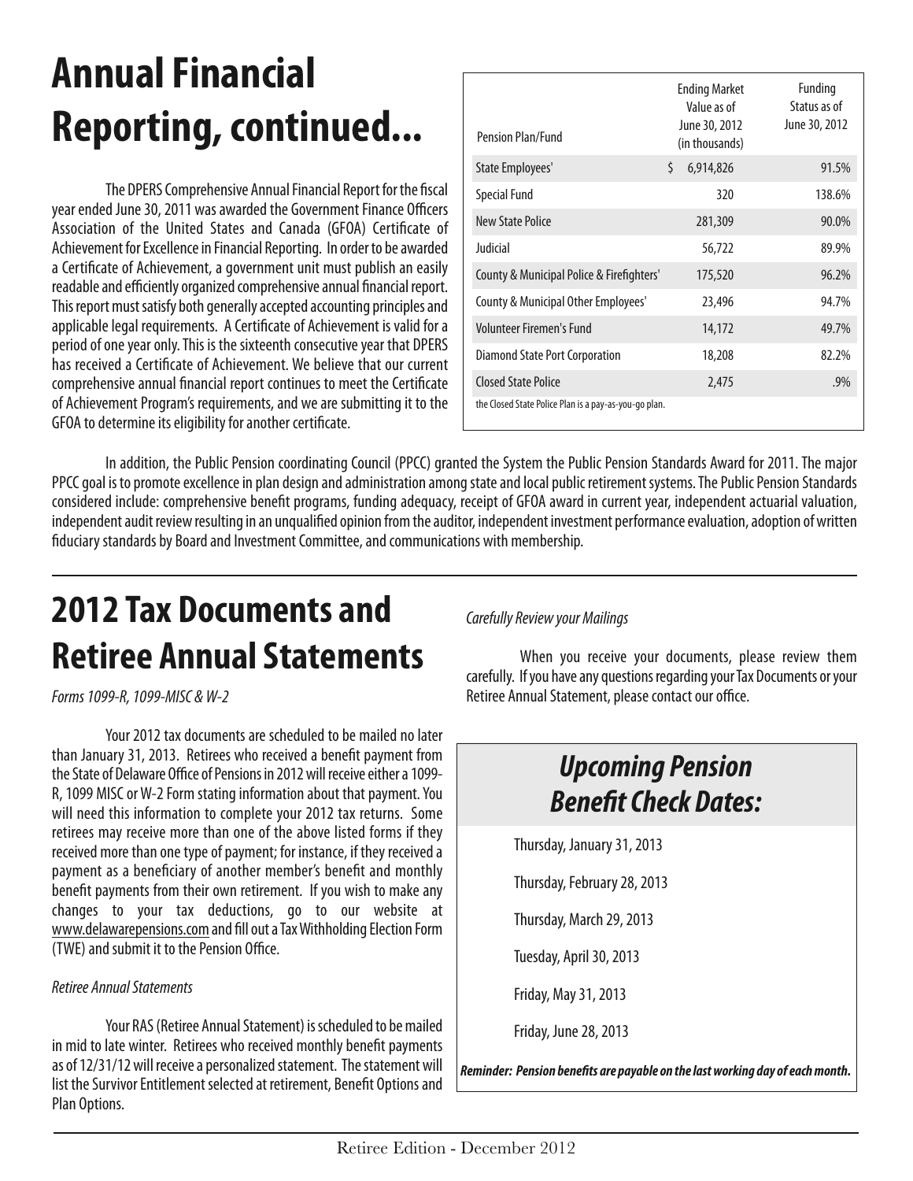# Annual Financial Reporting, continued...

The DPERS Comprehensive Annual Financial Report for the fiscal year ended June 30, 2011 was awarded the Government Finance Officers Association of the United States and Canada (GFOA) Certificate of Achievement for Excellence in Financial Reporting. In order to be awarded a Certificate of Achievement, a government unit must publish an easily readable and efficiently organized comprehensive annual financial report. This report must satisfy both generally accepted accounting principles and applicable legal requirements. A Certificate of Achievement is valid for a period of one year only. This is the sixteenth consecutive year that DPERS has received a Certificate of Achievement. We believe that our current comprehensive annual financial report continues to meet the Certificate of Achievement Program's requirements, and we are submitting it to the GFOA to determine its eligibility for another certificate.

| Pension Plan/Fund | Ending Market Value as of June 30, 2012 (in thousands) | Funding Status as of June 30, 2012 |
|---|---|---|
| State Employees' | $ 6,914,826 | 91.5% |
| Special Fund | 320 | 138.6% |
| New State Police | 281,309 | 90.0% |
| Judicial | 56,722 | 89.9% |
| County & Municipal Police & Firefighters' | 175,520 | 96.2% |
| County & Municipal Other Employees' | 23,496 | 94.7% |
| Volunteer Firemen's Fund | 14,172 | 49.7% |
| Diamond State Port Corporation | 18,208 | 82.2% |
| Closed State Police | 2,475 | .9% |

the Closed State Police Plan is a pay-as-you-go plan.

In addition, the Public Pension coordinating Council (PPCC) granted the System the Public Pension Standards Award for 2011. The major PPCC goal is to promote excellence in plan design and administration among state and local public retirement systems. The Public Pension Standards considered include: comprehensive benefit programs, funding adequacy, receipt of GFOA award in current year, independent actuarial valuation, independent audit review resulting in an unqualified opinion from the auditor, independent investment performance evaluation, adoption of written fiduciary standards by Board and Investment Committee, and communications with membership.

# 2012 Tax Documents and Retiree Annual Statements

*Forms 1099-R, 1099-MISC & W-2*

Your 2012 tax documents are scheduled to be mailed no later than January 31, 2013. Retirees who received a benefit payment from the State of Delaware Office of Pensions in 2012 will receive either a 1099-R, 1099 MISC or W-2 Form stating information about that payment. You will need this information to complete your 2012 tax returns. Some retirees may receive more than one of the above listed forms if they received more than one type of payment; for instance, if they received a payment as a beneficiary of another member's benefit and monthly benefit payments from their own retirement. If you wish to make any changes to your tax deductions, go to our website at www.delawarepensions.com and fill out a Tax Withholding Election Form (TWE) and submit it to the Pension Office.

*Retiree Annual Statements*

Your RAS (Retiree Annual Statement) is scheduled to be mailed in mid to late winter. Retirees who received monthly benefit payments as of 12/31/12 will receive a personalized statement. The statement will list the Survivor Entitlement selected at retirement, Benefit Options and Plan Options.

*Carefully Review your Mailings*

When you receive your documents, please review them carefully. If you have any questions regarding your Tax Documents or your Retiree Annual Statement, please contact our office.

## *Upcoming Pension Benefit Check Dates:*

Thursday, January 31, 2013

Thursday, February 28, 2013

Thursday, March 29, 2013

Tuesday, April 30, 2013

Friday, May 31, 2013

Friday, June 28, 2013

***Reminder: Pension benefits are payable on the last working day of each month.***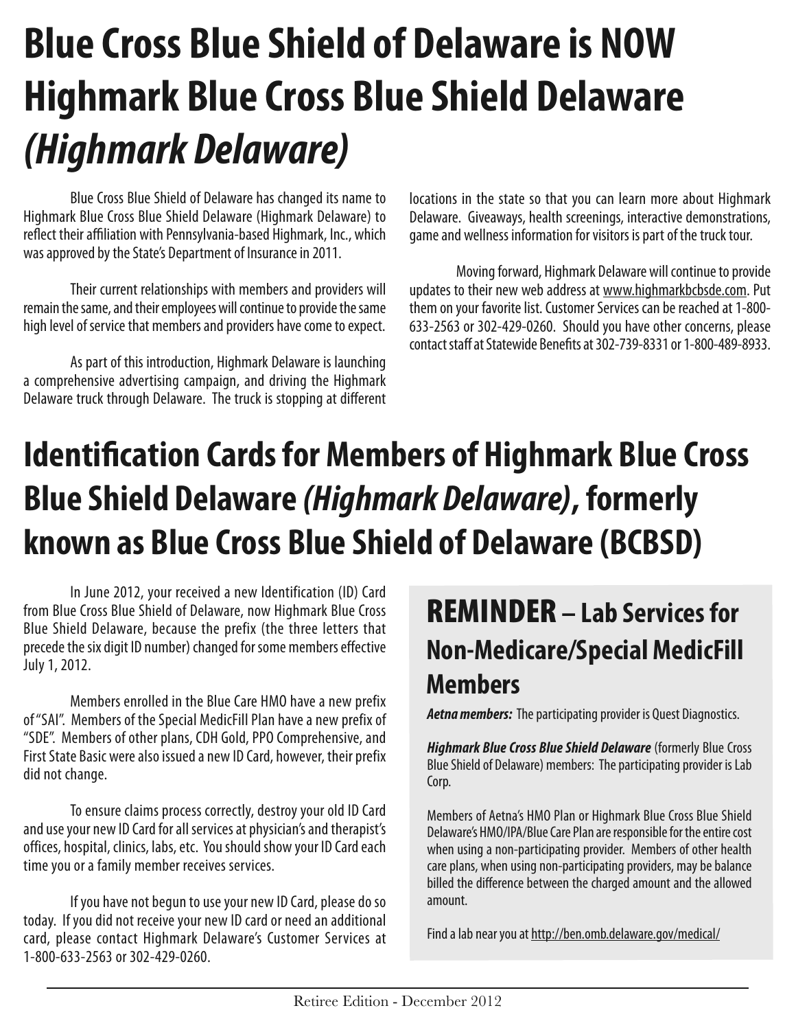# Blue Cross Blue Shield of Delaware is NOW Highmark Blue Cross Blue Shield Delaware *(Highmark Delaware)*

Blue Cross Blue Shield of Delaware has changed its name to Highmark Blue Cross Blue Shield Delaware (Highmark Delaware) to reflect their affiliation with Pennsylvania-based Highmark, Inc., which was approved by the State's Department of Insurance in 2011.

Their current relationships with members and providers will remain the same, and their employees will continue to provide the same high level of service that members and providers have come to expect.

As part of this introduction, Highmark Delaware is launching a comprehensive advertising campaign, and driving the Highmark Delaware truck through Delaware. The truck is stopping at different locations in the state so that you can learn more about Highmark Delaware. Giveaways, health screenings, interactive demonstrations, game and wellness information for visitors is part of the truck tour.

Moving forward, Highmark Delaware will continue to provide updates to their new web address at www.highmarkbcbsde.com. Put them on your favorite list. Customer Services can be reached at 1-800-633-2563 or 302-429-0260. Should you have other concerns, please contact staff at Statewide Benefits at 302-739-8331 or 1-800-489-8933.

# Identification Cards for Members of Highmark Blue Cross Blue Shield Delaware *(Highmark Delaware)*, formerly known as Blue Cross Blue Shield of Delaware (BCBSD)

In June 2012, your received a new Identification (ID) Card from Blue Cross Blue Shield of Delaware, now Highmark Blue Cross Blue Shield Delaware, because the prefix (the three letters that precede the six digit ID number) changed for some members effective July 1, 2012.

Members enrolled in the Blue Care HMO have a new prefix of "SAI". Members of the Special MedicFill Plan have a new prefix of "SDE". Members of other plans, CDH Gold, PPO Comprehensive, and First State Basic were also issued a new ID Card, however, their prefix did not change.

To ensure claims process correctly, destroy your old ID Card and use your new ID Card for all services at physician's and therapist's offices, hospital, clinics, labs, etc. You should show your ID Card each time you or a family member receives services.

If you have not begun to use your new ID Card, please do so today. If you did not receive your new ID card or need an additional card, please contact Highmark Delaware's Customer Services at 1-800-633-2563 or 302-429-0260.

## REMINDER – Lab Services for Non-Medicare/Special MedicFill Members

***Aetna members:*** The participating provider is Quest Diagnostics.

***Highmark Blue Cross Blue Shield Delaware*** (formerly Blue Cross Blue Shield of Delaware) members: The participating provider is Lab Corp.

Members of Aetna's HMO Plan or Highmark Blue Cross Blue Shield Delaware's HMO/IPA/Blue Care Plan are responsible for the entire cost when using a non-participating provider. Members of other health care plans, when using non-participating providers, may be balance billed the difference between the charged amount and the allowed amount.

Find a lab near you at http://ben.omb.delaware.gov/medical/